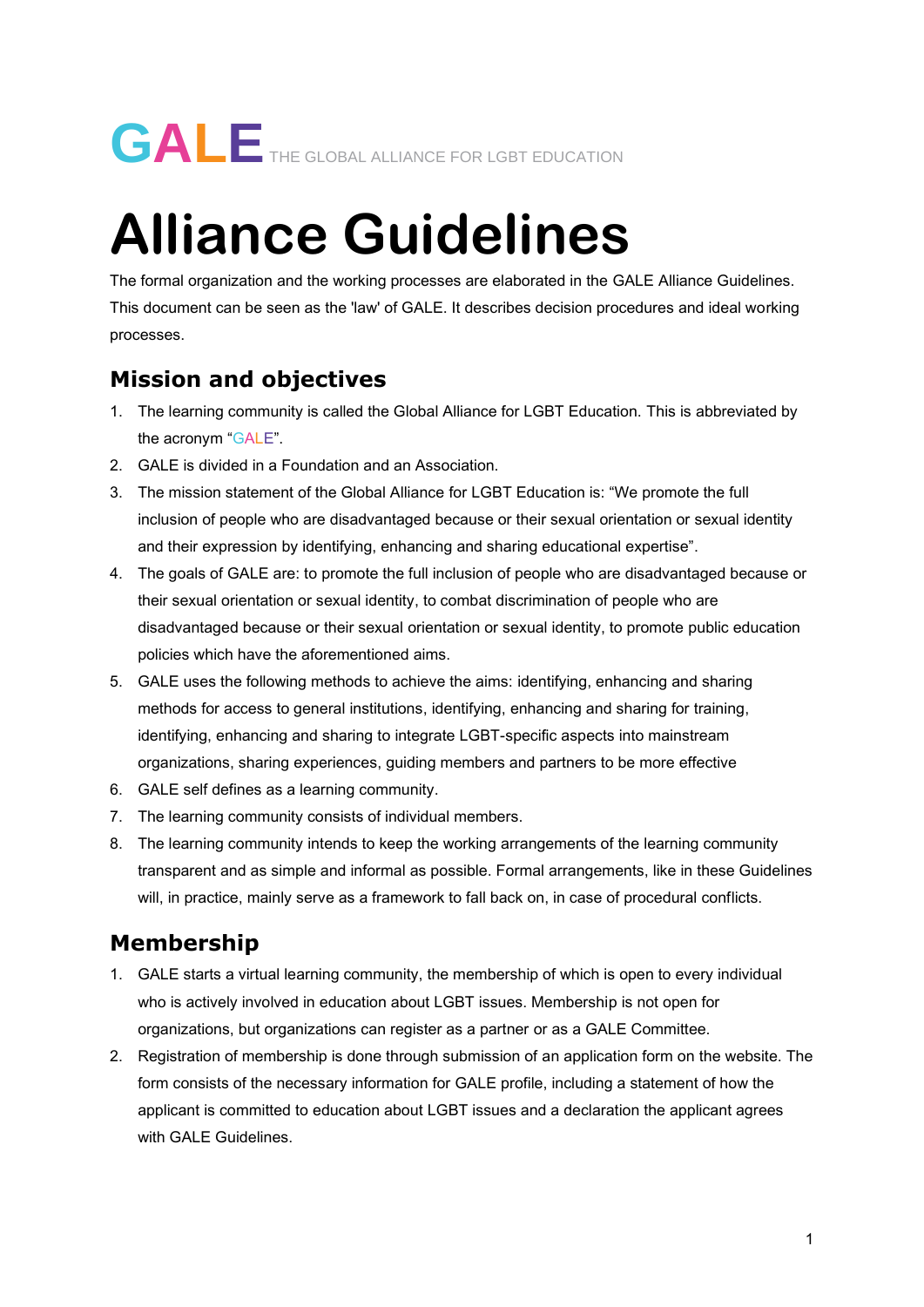GALE THE GLOBAL ALLIANCE FOR LGBT EDUCATION

# Alliance Guidelines

The formal organization and the working processes are elaborated in the GALE Alliance Guidelines. This document can be seen as the 'law' of GALE. It describes decision procedures and ideal working processes.

## Mission and objectives

1. The learning community is called the Global Alliance for LGBT Education. This is abbreviated by the acronym "GALE".
2. GALE is divided in a Foundation and an Association.
3. The mission statement of the Global Alliance for LGBT Education is: "We promote the full inclusion of people who are disadvantaged because or their sexual orientation or sexual identity and their expression by identifying, enhancing and sharing educational expertise".
4. The goals of GALE are: to promote the full inclusion of people who are disadvantaged because or their sexual orientation or sexual identity, to combat discrimination of people who are disadvantaged because or their sexual orientation or sexual identity, to promote public education policies which have the aforementioned aims.
5. GALE uses the following methods to achieve the aims: identifying, enhancing and sharing methods for access to general institutions, identifying, enhancing and sharing for training, identifying, enhancing and sharing to integrate LGBT-specific aspects into mainstream organizations, sharing experiences, guiding members and partners to be more effective
6. GALE self defines as a learning community.
7. The learning community consists of individual members.
8. The learning community intends to keep the working arrangements of the learning community transparent and as simple and informal as possible. Formal arrangements, like in these Guidelines will, in practice, mainly serve as a framework to fall back on, in case of procedural conflicts.

## Membership

1. GALE starts a virtual learning community, the membership of which is open to every individual who is actively involved in education about LGBT issues. Membership is not open for organizations, but organizations can register as a partner or as a GALE Committee.
2. Registration of membership is done through submission of an application form on the website. The form consists of the necessary information for GALE profile, including a statement of how the applicant is committed to education about LGBT issues and a declaration the applicant agrees with GALE Guidelines.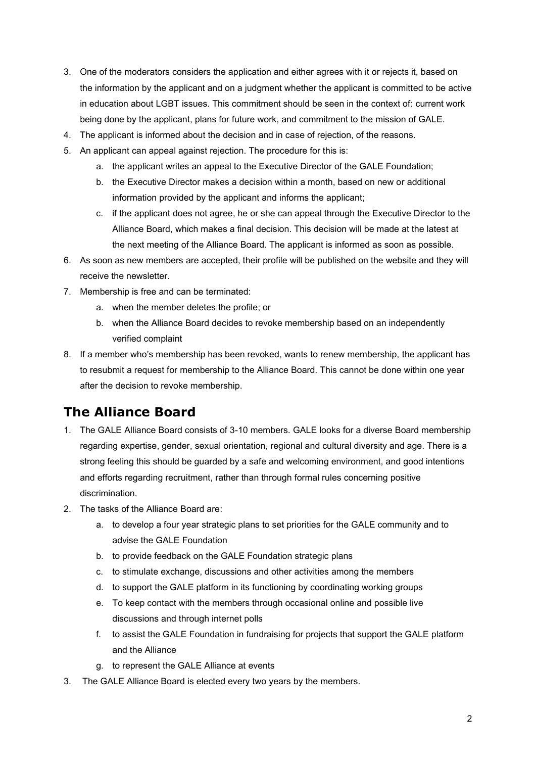3. One of the moderators considers the application and either agrees with it or rejects it, based on the information by the applicant and on a judgment whether the applicant is committed to be active in education about LGBT issues. This commitment should be seen in the context of: current work being done by the applicant, plans for future work, and commitment to the mission of GALE.
4. The applicant is informed about the decision and in case of rejection, of the reasons.
5. An applicant can appeal against rejection. The procedure for this is:
   a. the applicant writes an appeal to the Executive Director of the GALE Foundation;
   b. the Executive Director makes a decision within a month, based on new or additional information provided by the applicant and informs the applicant;
   c. if the applicant does not agree, he or she can appeal through the Executive Director to the Alliance Board, which makes a final decision. This decision will be made at the latest at the next meeting of the Alliance Board. The applicant is informed as soon as possible.
6. As soon as new members are accepted, their profile will be published on the website and they will receive the newsletter.
7. Membership is free and can be terminated:
   a. when the member deletes the profile; or
   b. when the Alliance Board decides to revoke membership based on an independently verified complaint
8. If a member who's membership has been revoked, wants to renew membership, the applicant has to resubmit a request for membership to the Alliance Board. This cannot be done within one year after the decision to revoke membership.

## The Alliance Board

1. The GALE Alliance Board consists of 3-10 members. GALE looks for a diverse Board membership regarding expertise, gender, sexual orientation, regional and cultural diversity and age. There is a strong feeling this should be guarded by a safe and welcoming environment, and good intentions and efforts regarding recruitment, rather than through formal rules concerning positive discrimination.
2. The tasks of the Alliance Board are:
   a. to develop a four year strategic plans to set priorities for the GALE community and to advise the GALE Foundation
   b. to provide feedback on the GALE Foundation strategic plans
   c. to stimulate exchange, discussions and other activities among the members
   d. to support the GALE platform in its functioning by coordinating working groups
   e. To keep contact with the members through occasional online and possible live discussions and through internet polls
   f. to assist the GALE Foundation in fundraising for projects that support the GALE platform and the Alliance
   g. to represent the GALE Alliance at events
3. The GALE Alliance Board is elected every two years by the members.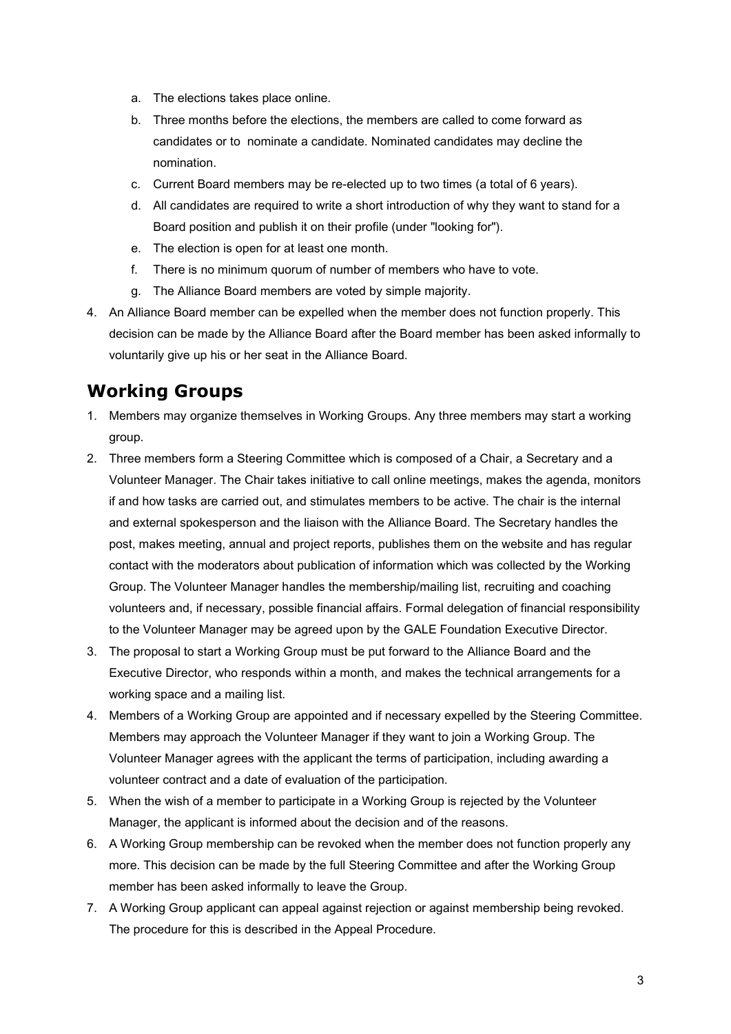a. The elections takes place online.
b. Three months before the elections, the members are called to come forward as candidates or to nominate a candidate. Nominated candidates may decline the nomination.
c. Current Board members may be re-elected up to two times (a total of 6 years).
d. All candidates are required to write a short introduction of why they want to stand for a Board position and publish it on their profile (under "looking for").
e. The election is open for at least one month.
f. There is no minimum quorum of number of members who have to vote.
g. The Alliance Board members are voted by simple majority.

4. An Alliance Board member can be expelled when the member does not function properly. This decision can be made by the Alliance Board after the Board member has been asked informally to voluntarily give up his or her seat in the Alliance Board.

## Working Groups

1. Members may organize themselves in Working Groups. Any three members may start a working group.
2. Three members form a Steering Committee which is composed of a Chair, a Secretary and a Volunteer Manager. The Chair takes initiative to call online meetings, makes the agenda, monitors if and how tasks are carried out, and stimulates members to be active. The chair is the internal and external spokesperson and the liaison with the Alliance Board. The Secretary handles the post, makes meeting, annual and project reports, publishes them on the website and has regular contact with the moderators about publication of information which was collected by the Working Group. The Volunteer Manager handles the membership/mailing list, recruiting and coaching volunteers and, if necessary, possible financial affairs. Formal delegation of financial responsibility to the Volunteer Manager may be agreed upon by the GALE Foundation Executive Director.
3. The proposal to start a Working Group must be put forward to the Alliance Board and the Executive Director, who responds within a month, and makes the technical arrangements for a working space and a mailing list.
4. Members of a Working Group are appointed and if necessary expelled by the Steering Committee. Members may approach the Volunteer Manager if they want to join a Working Group. The Volunteer Manager agrees with the applicant the terms of participation, including awarding a volunteer contract and a date of evaluation of the participation.
5. When the wish of a member to participate in a Working Group is rejected by the Volunteer Manager, the applicant is informed about the decision and of the reasons.
6. A Working Group membership can be revoked when the member does not function properly any more. This decision can be made by the full Steering Committee and after the Working Group member has been asked informally to leave the Group.
7. A Working Group applicant can appeal against rejection or against membership being revoked. The procedure for this is described in the Appeal Procedure.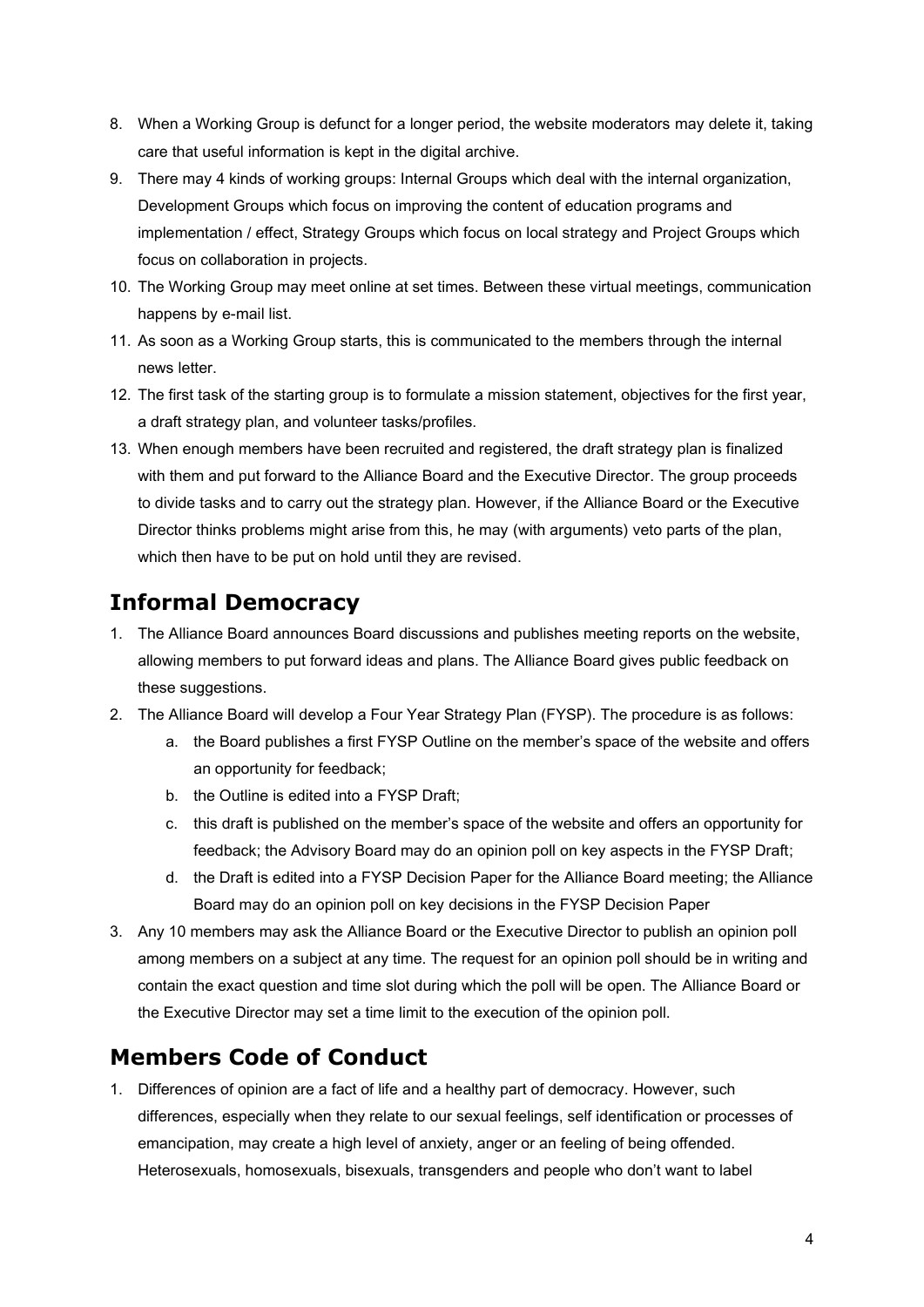8. When a Working Group is defunct for a longer period, the website moderators may delete it, taking care that useful information is kept in the digital archive.
9. There may 4 kinds of working groups: Internal Groups which deal with the internal organization, Development Groups which focus on improving the content of education programs and implementation / effect, Strategy Groups which focus on local strategy and Project Groups which focus on collaboration in projects.
10. The Working Group may meet online at set times. Between these virtual meetings, communication happens by e-mail list.
11. As soon as a Working Group starts, this is communicated to the members through the internal news letter.
12. The first task of the starting group is to formulate a mission statement, objectives for the first year, a draft strategy plan, and volunteer tasks/profiles.
13. When enough members have been recruited and registered, the draft strategy plan is finalized with them and put forward to the Alliance Board and the Executive Director. The group proceeds to divide tasks and to carry out the strategy plan. However, if the Alliance Board or the Executive Director thinks problems might arise from this, he may (with arguments) veto parts of the plan, which then have to be put on hold until they are revised.

## Informal Democracy

1. The Alliance Board announces Board discussions and publishes meeting reports on the website, allowing members to put forward ideas and plans. The Alliance Board gives public feedback on these suggestions.
2. The Alliance Board will develop a Four Year Strategy Plan (FYSP). The procedure is as follows:
   a. the Board publishes a first FYSP Outline on the member's space of the website and offers an opportunity for feedback;
   b. the Outline is edited into a FYSP Draft;
   c. this draft is published on the member's space of the website and offers an opportunity for feedback; the Advisory Board may do an opinion poll on key aspects in the FYSP Draft;
   d. the Draft is edited into a FYSP Decision Paper for the Alliance Board meeting; the Alliance Board may do an opinion poll on key decisions in the FYSP Decision Paper
3. Any 10 members may ask the Alliance Board or the Executive Director to publish an opinion poll among members on a subject at any time. The request for an opinion poll should be in writing and contain the exact question and time slot during which the poll will be open. The Alliance Board or the Executive Director may set a time limit to the execution of the opinion poll.

## Members Code of Conduct

1. Differences of opinion are a fact of life and a healthy part of democracy. However, such differences, especially when they relate to our sexual feelings, self identification or processes of emancipation, may create a high level of anxiety, anger or an feeling of being offended. Heterosexuals, homosexuals, bisexuals, transgenders and people who don't want to label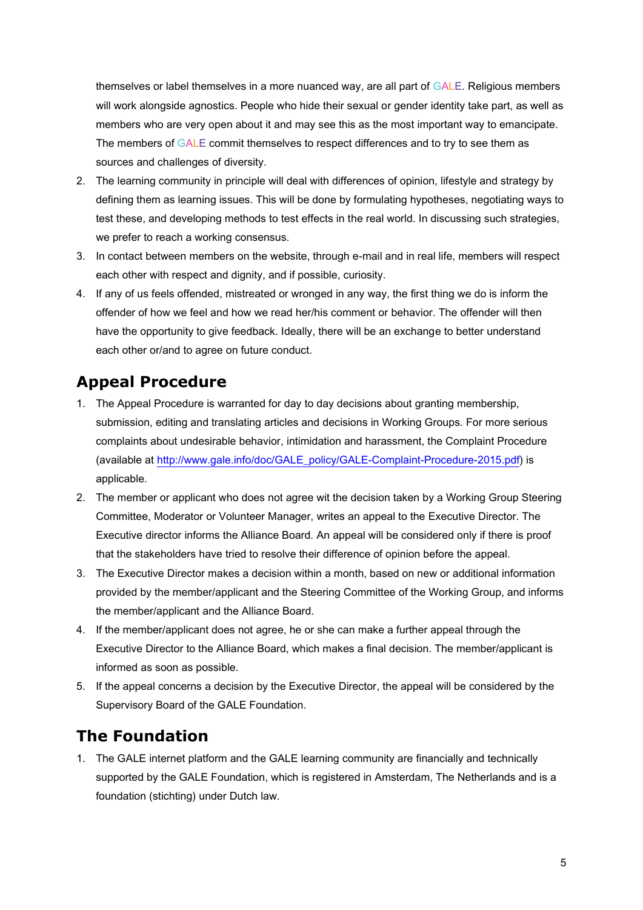themselves or label themselves in a more nuanced way, are all part of GALE. Religious members will work alongside agnostics. People who hide their sexual or gender identity take part, as well as members who are very open about it and may see this as the most important way to emancipate. The members of GALE commit themselves to respect differences and to try to see them as sources and challenges of diversity.

2. The learning community in principle will deal with differences of opinion, lifestyle and strategy by defining them as learning issues. This will be done by formulating hypotheses, negotiating ways to test these, and developing methods to test effects in the real world. In discussing such strategies, we prefer to reach a working consensus.
3. In contact between members on the website, through e-mail and in real life, members will respect each other with respect and dignity, and if possible, curiosity.
4. If any of us feels offended, mistreated or wronged in any way, the first thing we do is inform the offender of how we feel and how we read her/his comment or behavior. The offender will then have the opportunity to give feedback. Ideally, there will be an exchange to better understand each other or/and to agree on future conduct.

## Appeal Procedure

1. The Appeal Procedure is warranted for day to day decisions about granting membership, submission, editing and translating articles and decisions in Working Groups. For more serious complaints about undesirable behavior, intimidation and harassment, the Complaint Procedure (available at http://www.gale.info/doc/GALE_policy/GALE-Complaint-Procedure-2015.pdf) is applicable.
2. The member or applicant who does not agree wit the decision taken by a Working Group Steering Committee, Moderator or Volunteer Manager, writes an appeal to the Executive Director. The Executive director informs the Alliance Board. An appeal will be considered only if there is proof that the stakeholders have tried to resolve their difference of opinion before the appeal.
3. The Executive Director makes a decision within a month, based on new or additional information provided by the member/applicant and the Steering Committee of the Working Group, and informs the member/applicant and the Alliance Board.
4. If the member/applicant does not agree, he or she can make a further appeal through the Executive Director to the Alliance Board, which makes a final decision. The member/applicant is informed as soon as possible.
5. If the appeal concerns a decision by the Executive Director, the appeal will be considered by the Supervisory Board of the GALE Foundation.

## The Foundation

1. The GALE internet platform and the GALE learning community are financially and technically supported by the GALE Foundation, which is registered in Amsterdam, The Netherlands and is a foundation (stichting) under Dutch law.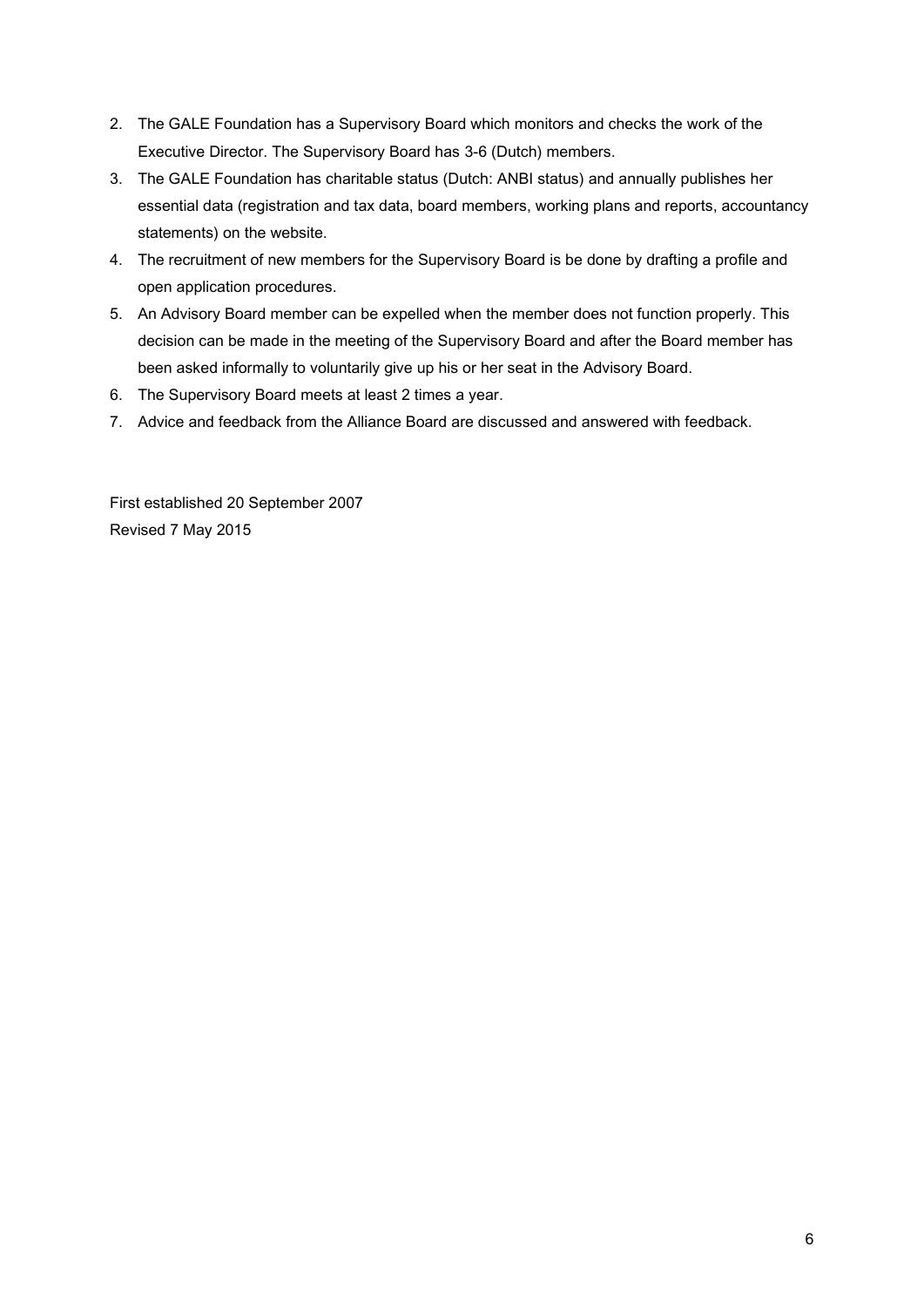2. The GALE Foundation has a Supervisory Board which monitors and checks the work of the Executive Director. The Supervisory Board has 3-6 (Dutch) members.
3. The GALE Foundation has charitable status (Dutch: ANBI status) and annually publishes her essential data (registration and tax data, board members, working plans and reports, accountancy statements) on the website.
4. The recruitment of new members for the Supervisory Board is be done by drafting a profile and open application procedures.
5. An Advisory Board member can be expelled when the member does not function properly. This decision can be made in the meeting of the Supervisory Board and after the Board member has been asked informally to voluntarily give up his or her seat in the Advisory Board.
6. The Supervisory Board meets at least 2 times a year.
7. Advice and feedback from the Alliance Board are discussed and answered with feedback.

First established 20 September 2007
Revised 7 May 2015